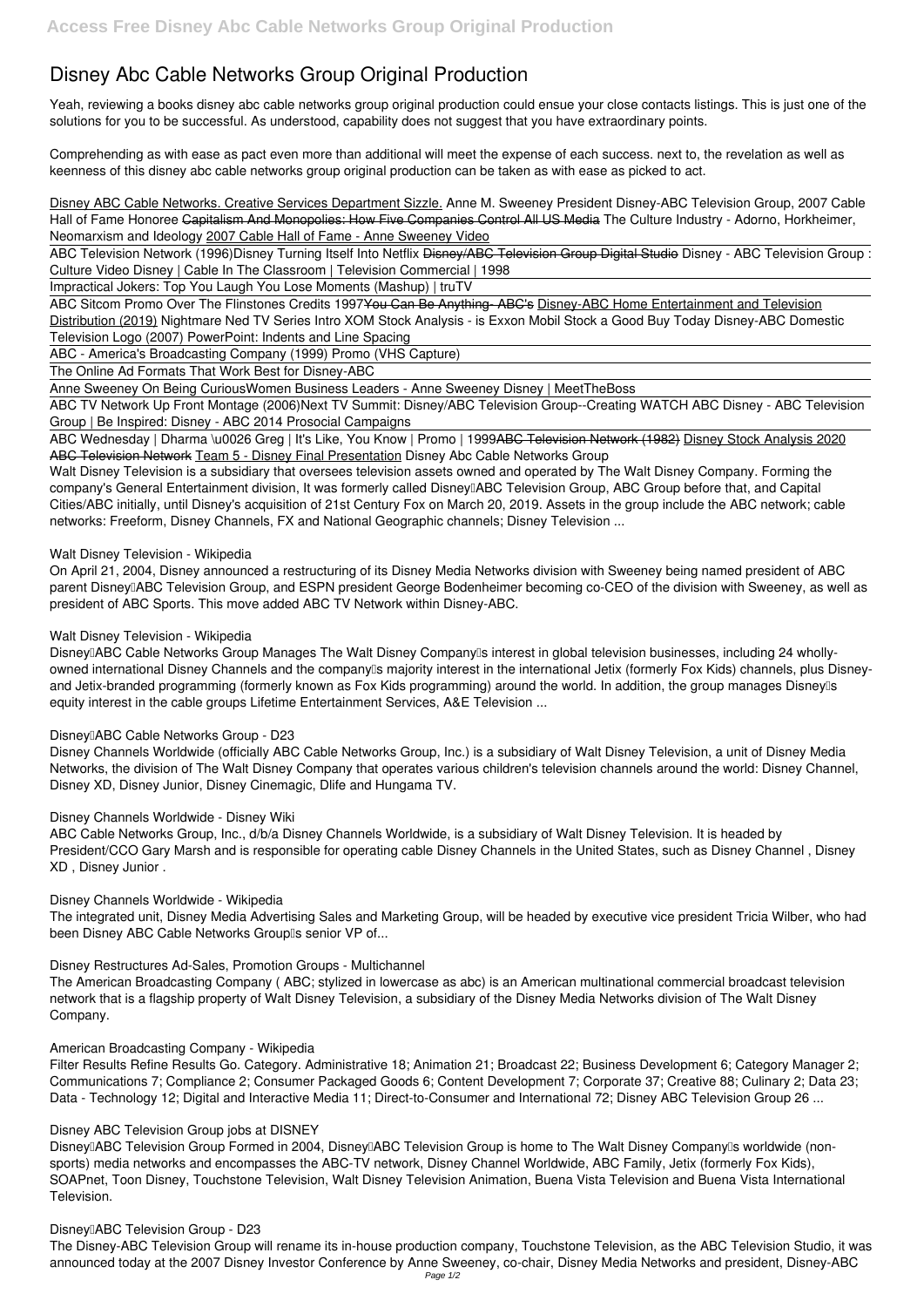# Disney Abc Cable Networks Group Original Production

Yeah, reviewing a books disney abc cable networks group original production could ensue your close contacts listings. This is just one of the solutions for you to be successful. As understood, capability does not suggest that you have extraordinary points.

Comprehending as with ease as pact even more than additional will meet the expense of each success. next to, the revelation as well as keenness of this disney abc cable networks group original production can be taken as with ease as picked to act.

Disney ABC Cable Networks. Creative Services Department Sizzle. *Anne M. Sweeney President Disney-ABC Television Group, 2007 Cable Hall of Fame Honoree* ~~Capitalism And Monopolies: How Five Companies Control All US Media~~ *The Culture Industry - Adorno, Horkheimer, Neomarxism and Ideology* 2007 Cable Hall of Fame - Anne Sweeney Video

ABC Television Network (1996)*Disney Turning Itself Into Netflix* ~~Disney/ABC Television Group Digital Studio~~ *Disney - ABC Television Group : Culture Video Disney | Cable In The Classroom | Television Commercial | 1998*

Impractical Jokers: Top You Laugh You Lose Moments (Mashup) | truTV

ABC Sitcom Promo Over The Flinstones Credits 1997~~You Can Be Anything- ABC's~~ Disney-ABC Home Entertainment and Television Distribution (2019) *Nightmare Ned TV Series Intro XOM Stock Analysis - is Exxon Mobil Stock a Good Buy Today Disney-ABC Domestic Television Logo (2007) PowerPoint: Indents and Line Spacing*

ABC - America's Broadcasting Company (1999) Promo (VHS Capture)

The Online Ad Formats That Work Best for Disney-ABC

Anne Sweeney On Being Curious*Women Business Leaders - Anne Sweeney Disney | MeetTheBoss*

ABC TV Network Up Front Montage (2006)*Next TV Summit: Disney/ABC Television Group--Creating WATCH ABC Disney - ABC Television Group | Be Inspired: Disney - ABC 2014 Prosocial Campaigns*

ABC Wednesday | Dharma \u0026 Greg | It's Like, You Know | Promo | 1999~~ABC Television Network (1982)~~ Disney Stock Analysis 2020 ~~ABC Television Network~~ Team 5 - Disney Final Presentation **Disney Abc Cable Networks Group**

Walt Disney Television is a subsidiary that oversees television assets owned and operated by The Walt Disney Company. Forming the company's General Entertainment division, It was formerly called Disney–ABC Television Group, ABC Group before that, and Capital Cities/ABC initially, until Disney's acquisition of 21st Century Fox on March 20, 2019. Assets in the group include the ABC network; cable networks: Freeform, Disney Channels, FX and National Geographic channels; Disney Television ...

**Walt Disney Television - Wikipedia**

On April 21, 2004, Disney announced a restructuring of its Disney Media Networks division with Sweeney being named president of ABC parent Disney–ABC Television Group, and ESPN president George Bodenheimer becoming co-CEO of the division with Sweeney, as well as president of ABC Sports. This move added ABC TV Network within Disney-ABC.

**Walt Disney Television - Wikipedia**

Disney–ABC Cable Networks Group Manages The Walt Disney Company's interest in global television businesses, including 24 wholly-owned international Disney Channels and the company's majority interest in the international Jetix (formerly Fox Kids) channels, plus Disney- and Jetix-branded programming (formerly known as Fox Kids programming) around the world. In addition, the group manages Disney's equity interest in the cable groups Lifetime Entertainment Services, A&E Television ...

**Disney–ABC Cable Networks Group - D23**

Disney Channels Worldwide (officially ABC Cable Networks Group, Inc.) is a subsidiary of Walt Disney Television, a unit of Disney Media Networks, the division of The Walt Disney Company that operates various children's television channels around the world: Disney Channel, Disney XD, Disney Junior, Disney Cinemagic, Dlife and Hungama TV.

**Disney Channels Worldwide - Disney Wiki**

ABC Cable Networks Group, Inc., d/b/a Disney Channels Worldwide, is a subsidiary of Walt Disney Television. It is headed by President/CCO Gary Marsh and is responsible for operating cable Disney Channels in the United States, such as Disney Channel , Disney XD , Disney Junior .

**Disney Channels Worldwide - Wikipedia**

The integrated unit, Disney Media Advertising Sales and Marketing Group, will be headed by executive vice president Tricia Wilber, who had been Disney ABC Cable Networks Group's senior VP of...

**Disney Restructures Ad-Sales, Promotion Groups - Multichannel**

The American Broadcasting Company ( ABC; stylized in lowercase as abc) is an American multinational commercial broadcast television network that is a flagship property of Walt Disney Television, a subsidiary of the Disney Media Networks division of The Walt Disney Company.

**American Broadcasting Company - Wikipedia**

Filter Results Refine Results Go. Category. Administrative 18; Animation 21; Broadcast 22; Business Development 6; Category Manager 2; Communications 7; Compliance 2; Consumer Packaged Goods 6; Content Development 7; Corporate 37; Creative 88; Culinary 2; Data 23; Data - Technology 12; Digital and Interactive Media 11; Direct-to-Consumer and International 72; Disney ABC Television Group 26 ...

**Disney ABC Television Group jobs at DISNEY**

Disney–ABC Television Group Formed in 2004, Disney–ABC Television Group is home to The Walt Disney Company's worldwide (non-sports) media networks and encompasses the ABC-TV network, Disney Channel Worldwide, ABC Family, Jetix (formerly Fox Kids), SOAPnet, Toon Disney, Touchstone Television, Walt Disney Television Animation, Buena Vista Television and Buena Vista International Television.

**Disney–ABC Television Group - D23**

The Disney-ABC Television Group will rename its in-house production company, Touchstone Television, as the ABC Television Studio, it was announced today at the 2007 Disney Investor Conference by Anne Sweeney, co-chair, Disney Media Networks and president, Disney-ABC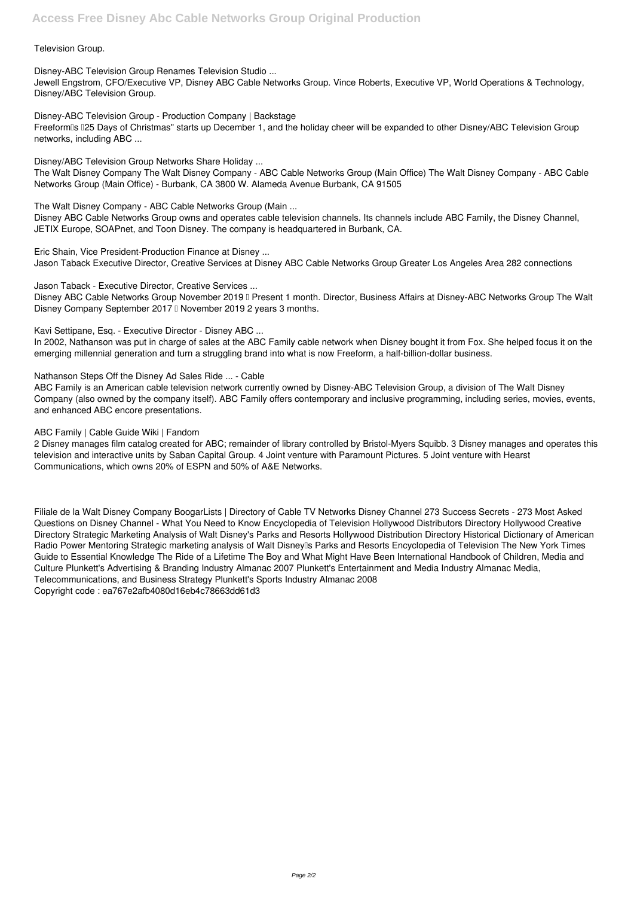Television Group.

Disney-ABC Television Group Renames Television Studio ...
Jewell Engstrom, CFO/Executive VP, Disney ABC Cable Networks Group. Vince Roberts, Executive VP, World Operations & Technology, Disney/ABC Television Group.

Disney-ABC Television Group - Production Company | Backstage
Freeform's "25 Days of Christmas" starts up December 1, and the holiday cheer will be expanded to other Disney/ABC Television Group networks, including ABC ...

Disney/ABC Television Group Networks Share Holiday ...
The Walt Disney Company The Walt Disney Company - ABC Cable Networks Group (Main Office) The Walt Disney Company - ABC Cable Networks Group (Main Office) - Burbank, CA 3800 W. Alameda Avenue Burbank, CA 91505

The Walt Disney Company - ABC Cable Networks Group (Main ...
Disney ABC Cable Networks Group owns and operates cable television channels. Its channels include ABC Family, the Disney Channel, JETIX Europe, SOAPnet, and Toon Disney. The company is headquartered in Burbank, CA.

Eric Shain, Vice President-Production Finance at Disney ...
Jason Taback Executive Director, Creative Services at Disney ABC Cable Networks Group Greater Los Angeles Area 282 connections

Jason Taback - Executive Director, Creative Services ...
Disney ABC Cable Networks Group November 2019 – Present 1 month. Director, Business Affairs at Disney-ABC Networks Group The Walt Disney Company September 2017 – November 2019 2 years 3 months.

Kavi Settipane, Esq. - Executive Director - Disney ABC ...
In 2002, Nathanson was put in charge of sales at the ABC Family cable network when Disney bought it from Fox. She helped focus it on the emerging millennial generation and turn a struggling brand into what is now Freeform, a half-billion-dollar business.

Nathanson Steps Off the Disney Ad Sales Ride ... - Cable
ABC Family is an American cable television network currently owned by Disney-ABC Television Group, a division of The Walt Disney Company (also owned by the company itself). ABC Family offers contemporary and inclusive programming, including series, movies, events, and enhanced ABC encore presentations.

ABC Family | Cable Guide Wiki | Fandom
2 Disney manages film catalog created for ABC; remainder of library controlled by Bristol-Myers Squibb. 3 Disney manages and operates this television and interactive units by Saban Capital Group. 4 Joint venture with Paramount Pictures. 5 Joint venture with Hearst Communications, which owns 20% of ESPN and 50% of A&E Networks.

Filiale de la Walt Disney Company BoogarLists | Directory of Cable TV Networks Disney Channel 273 Success Secrets - 273 Most Asked Questions on Disney Channel - What You Need to Know Encyclopedia of Television Hollywood Distributors Directory Hollywood Creative Directory Strategic Marketing Analysis of Walt Disney's Parks and Resorts Hollywood Distribution Directory Historical Dictionary of American Radio Power Mentoring Strategic marketing analysis of Walt Disney's Parks and Resorts Encyclopedia of Television The New York Times Guide to Essential Knowledge The Ride of a Lifetime The Boy and What Might Have Been International Handbook of Children, Media and Culture Plunkett's Advertising & Branding Industry Almanac 2007 Plunkett's Entertainment and Media Industry Almanac Media, Telecommunications, and Business Strategy Plunkett's Sports Industry Almanac 2008
Copyright code : ea767e2afb4080d16eb4c78663dd61d3